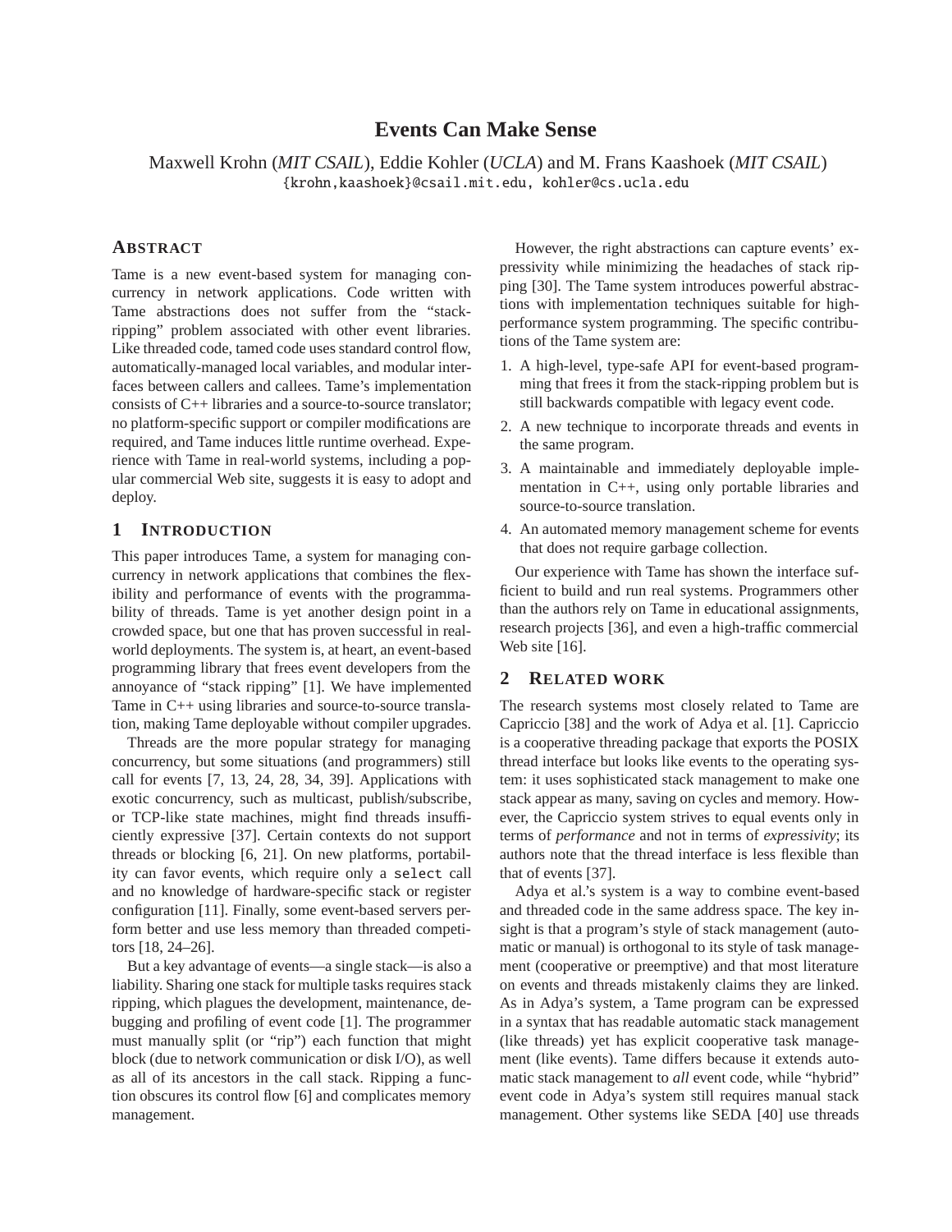# Events Can Make Sense

Maxwell Krohn (*MIT CSAIL*), Eddie Kohler (*UCLA*) and M. Frans Kaashoek (*MIT CSAIL*)
{krohn,kaashoek}@csail.mit.edu, kohler@cs.ucla.edu

## Abstract

Tame is a new event-based system for managing concurrency in network applications. Code written with Tame abstractions does not suffer from the "stack-ripping" problem associated with other event libraries. Like threaded code, tamed code uses standard control flow, automatically-managed local variables, and modular interfaces between callers and callees. Tame's implementation consists of C++ libraries and a source-to-source translator; no platform-specific support or compiler modifications are required, and Tame induces little runtime overhead. Experience with Tame in real-world systems, including a popular commercial Web site, suggests it is easy to adopt and deploy.

## 1 Introduction

This paper introduces Tame, a system for managing concurrency in network applications that combines the flexibility and performance of events with the programmability of threads. Tame is yet another design point in a crowded space, but one that has proven successful in real-world deployments. The system is, at heart, an event-based programming library that frees event developers from the annoyance of "stack ripping" [1]. We have implemented Tame in C++ using libraries and source-to-source translation, making Tame deployable without compiler upgrades.

Threads are the more popular strategy for managing concurrency, but some situations (and programmers) still call for events [7, 13, 24, 28, 34, 39]. Applications with exotic concurrency, such as multicast, publish/subscribe, or TCP-like state machines, might find threads insufficiently expressive [37]. Certain contexts do not support threads or blocking [6, 21]. On new platforms, portability can favor events, which require only a `select` call and no knowledge of hardware-specific stack or register configuration [11]. Finally, some event-based servers perform better and use less memory than threaded competitors [18, 24–26].

But a key advantage of events—a single stack—is also a liability. Sharing one stack for multiple tasks requires stack ripping, which plagues the development, maintenance, debugging and profiling of event code [1]. The programmer must manually split (or "rip") each function that might block (due to network communication or disk I/O), as well as all of its ancestors in the call stack. Ripping a function obscures its control flow [6] and complicates memory management.

However, the right abstractions can capture events' expressivity while minimizing the headaches of stack ripping [30]. The Tame system introduces powerful abstractions with implementation techniques suitable for high-performance system programming. The specific contributions of the Tame system are:

1. A high-level, type-safe API for event-based programming that frees it from the stack-ripping problem but is still backwards compatible with legacy event code.
2. A new technique to incorporate threads and events in the same program.
3. A maintainable and immediately deployable implementation in C++, using only portable libraries and source-to-source translation.
4. An automated memory management scheme for events that does not require garbage collection.

Our experience with Tame has shown the interface sufficient to build and run real systems. Programmers other than the authors rely on Tame in educational assignments, research projects [36], and even a high-traffic commercial Web site [16].

## 2 Related work

The research systems most closely related to Tame are Capriccio [38] and the work of Adya et al. [1]. Capriccio is a cooperative threading package that exports the POSIX thread interface but looks like events to the operating system: it uses sophisticated stack management to make one stack appear as many, saving on cycles and memory. However, the Capriccio system strives to equal events only in terms of *performance* and not in terms of *expressivity*; its authors note that the thread interface is less flexible than that of events [37].

Adya et al.'s system is a way to combine event-based and threaded code in the same address space. The key insight is that a program's style of stack management (automatic or manual) is orthogonal to its style of task management (cooperative or preemptive) and that most literature on events and threads mistakenly claims they are linked. As in Adya's system, a Tame program can be expressed in a syntax that has readable automatic stack management (like threads) yet has explicit cooperative task management (like events). Tame differs because it extends automatic stack management to *all* event code, while "hybrid" event code in Adya's system still requires manual stack management. Other systems like SEDA [40] use threads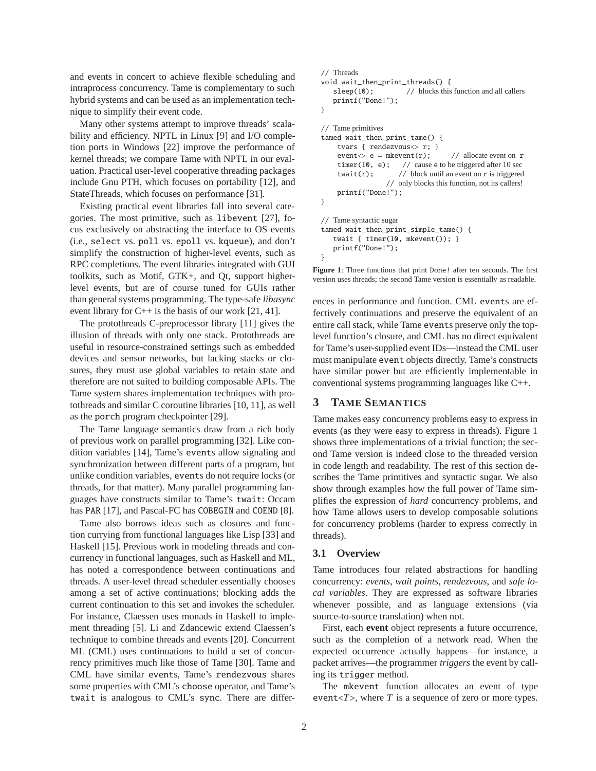and events in concert to achieve flexible scheduling and intraprocess concurrency. Tame is complementary to such hybrid systems and can be used as an implementation technique to simplify their event code.

Many other systems attempt to improve threads' scalability and efficiency. NPTL in Linux [9] and I/O completion ports in Windows [22] improve the performance of kernel threads; we compare Tame with NPTL in our evaluation. Practical user-level cooperative threading packages include Gnu PTH, which focuses on portability [12], and StateThreads, which focuses on performance [31].

Existing practical event libraries fall into several categories. The most primitive, such as `libevent` [27], focus exclusively on abstracting the interface to OS events (i.e., `select` vs. `poll` vs. `epoll` vs. `kqueue`), and don't simplify the construction of higher-level events, such as RPC completions. The event libraries integrated with GUI toolkits, such as Motif, GTK+, and Qt, support higher-level events, but are of course tuned for GUIs rather than general systems programming. The type-safe *libasync* event library for C++ is the basis of our work [21, 41].

The protothreads C-preprocessor library [11] gives the illusion of threads with only one stack. Protothreads are useful in resource-constrained settings such as embedded devices and sensor networks, but lacking stacks or closures, they must use global variables to retain state and therefore are not suited to building composable APIs. The Tame system shares implementation techniques with protothreads and similar C coroutine libraries [10, 11], as well as the `porch` program checkpointer [29].

The Tame language semantics draw from a rich body of previous work on parallel programming [32]. Like condition variables [14], Tame's `event`s allow signaling and synchronization between different parts of a program, but unlike condition variables, `event`s do not require locks (or threads, for that matter). Many parallel programming languages have constructs similar to Tame's `twait`: Occam has `PAR` [17], and Pascal-FC has `COBEGIN` and `COEND` [8].

Tame also borrows ideas such as closures and function currying from functional languages like Lisp [33] and Haskell [15]. Previous work in modeling threads and concurrency in functional languages, such as Haskell and ML, has noted a correspondence between continuations and threads. A user-level thread scheduler essentially chooses among a set of active continuations; blocking adds the current continuation to this set and invokes the scheduler. For instance, Claessen uses monads in Haskell to implement threading [5]. Li and Zdancewic extend Claessen's technique to combine threads and events [20]. Concurrent ML (CML) uses continuations to build a set of concurrency primitives much like those of Tame [30]. Tame and CML have similar `event`s, Tame's `rendezvous` shares some properties with CML's `choose` operator, and Tame's `twait` is analogous to CML's `sync`. There are differences in performance and function. CML `event`s are effectively continuations and preserve the equivalent of an entire call stack, while Tame `event`s preserve only the top-level function's closure, and CML has no direct equivalent for Tame's user-supplied event IDs—instead the CML user must manipulate `event` objects directly. Tame's constructs have similar power but are efficiently implementable in conventional systems programming languages like C++.

```
// Threads
void wait_then_print_threads() {
   sleep(10);          // blocks this function and all callers
   printf("Done!");
}

// Tame primitives
tamed wait_then_print_tame() {
    tvars { rendezvous<> r; }
    event<> e = mkevent(r);      // allocate event on r
    timer(10, e);    // cause e to be triggered after 10 sec
    twait(r);        // block until an event on r is triggered
                // only blocks this function, not its callers!
    printf("Done!");
}

// Tame syntactic sugar
tamed wait_then_print_simple_tame() {
   twait { timer(10, mkevent()); }
   printf("Done!");
}
```

**Figure 1**: Three functions that print `Done!` after ten seconds. The first version uses threads; the second Tame version is essentially as readable.

## 3 Tame Semantics

Tame makes easy concurrency problems easy to express in events (as they were easy to express in threads). Figure 1 shows three implementations of a trivial function; the second Tame version is indeed close to the threaded version in code length and readability. The rest of this section describes the Tame primitives and syntactic sugar. We also show through examples how the full power of Tame simplifies the expression of *hard* concurrency problems, and how Tame allows users to develop composable solutions for concurrency problems (harder to express correctly in threads).

### 3.1 Overview

Tame introduces four related abstractions for handling concurrency: *events*, *wait points*, *rendezvous*, and *safe local variables*. They are expressed as software libraries whenever possible, and as language extensions (via source-to-source translation) when not.

First, each **event** object represents a future occurrence, such as the completion of a network read. When the expected occurrence actually happens—for instance, a packet arrives—the programmer *triggers* the event by calling its `trigger` method.

The `mkevent` function allocates an event of type `event`<*T*>, where *T* is a sequence of zero or more types.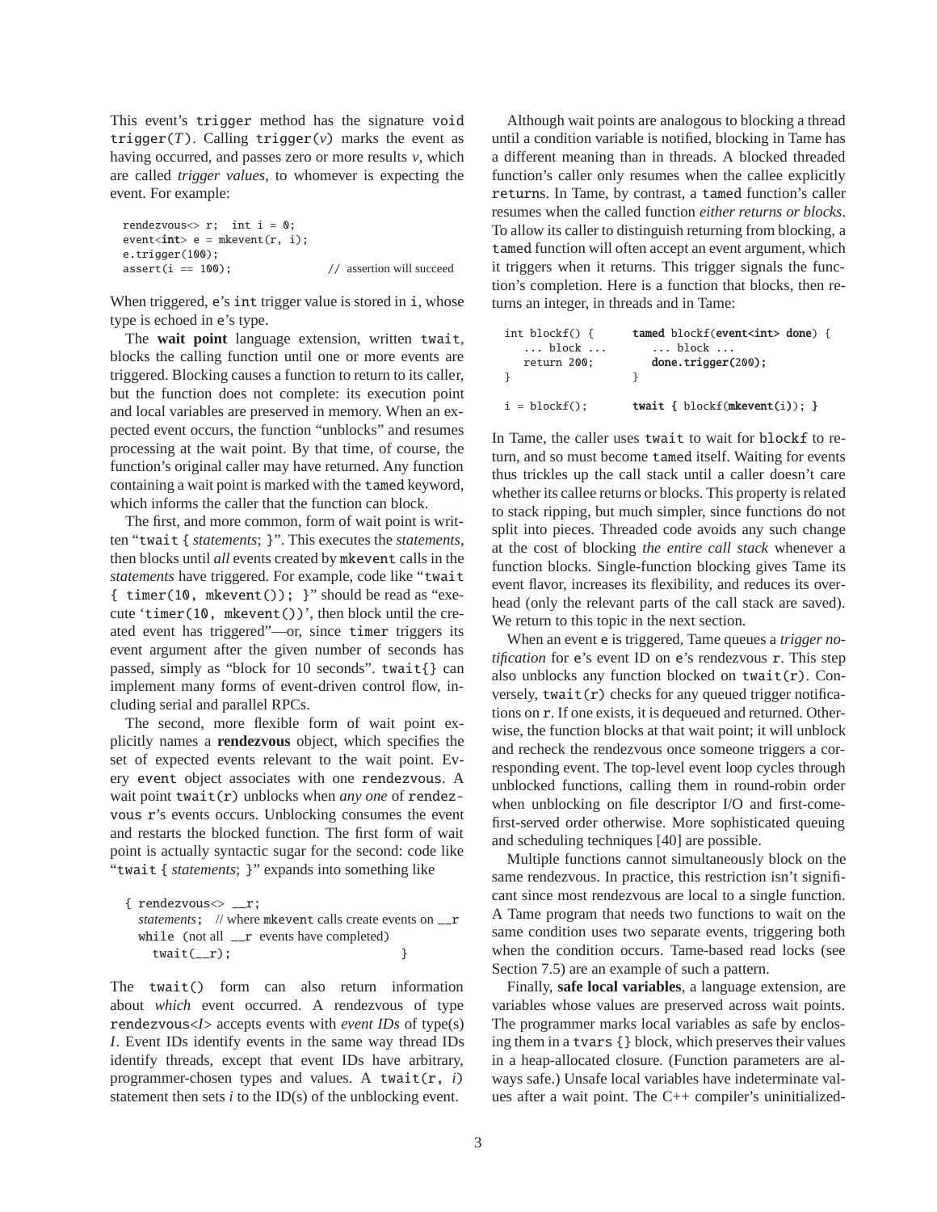This event's `trigger` method has the signature `void trigger(`*T*`)`. Calling `trigger(`*v*`)` marks the event as having occurred, and passes zero or more results *v*, which are called *trigger values*, to whomever is expecting the event. For example:

```
rendezvous<> r;  int i = 0;
event<int> e = mkevent(r, i);
e.trigger(100);
assert(i == 100);                  // assertion will succeed
```

When triggered, `e`'s `int` trigger value is stored in `i`, whose type is echoed in `e`'s type.

The **wait point** language extension, written `twait`, blocks the calling function until one or more events are triggered. Blocking causes a function to return to its caller, but the function does not complete: its execution point and local variables are preserved in memory. When an expected event occurs, the function "unblocks" and resumes processing at the wait point. By that time, of course, the function's original caller may have returned. Any function containing a wait point is marked with the `tamed` keyword, which informs the caller that the function can block.

The first, and more common, form of wait point is written "`twait {` *statements*`; }`". This executes the *statements*, then blocks until *all* events created by `mkevent` calls in the *statements* have triggered. For example, code like "`twait { timer(10, mkevent()); }`" should be read as "execute '`timer(10, mkevent())`', then block until the created event has triggered"—or, since `timer` triggers its event argument after the given number of seconds has passed, simply as "block for 10 seconds". `twait{}` can implement many forms of event-driven control flow, including serial and parallel RPCs.

The second, more flexible form of wait point explicitly names a **rendezvous** object, which specifies the set of expected events relevant to the wait point. Every `event` object associates with one `rendezvous`. A wait point `twait(r)` unblocks when *any one* of rendezvous `r`'s events occurs. Unblocking consumes the event and restarts the blocked function. The first form of wait point is actually syntactic sugar for the second: code like "`twait {` *statements*`; }`" expands into something like

```
{ rendezvous<> __r;
  statements;   // where mkevent calls create events on __r
  while (not all __r events have completed)
    twait(__r);                                   }
```

The `twait()` form can also return information about *which* event occurred. A rendezvous of type `rendezvous<`*I*`>` accepts events with *event IDs* of type(s) *I*. Event IDs identify events in the same way thread IDs identify threads, except that event IDs have arbitrary, programmer-chosen types and values. A `twait(r, `*i*`)` statement then sets *i* to the ID(s) of the unblocking event.

Although wait points are analogous to blocking a thread until a condition variable is notified, blocking in Tame has a different meaning than in threads. A blocked threaded function's caller only resumes when the callee explicitly `return`s. In Tame, by contrast, a `tamed` function's caller resumes when the called function *either returns or blocks*. To allow its caller to distinguish returning from blocking, a `tamed` function will often accept an event argument, which it triggers when it returns. This trigger signals the function's completion. Here is a function that blocks, then returns an integer, in threads and in Tame:

```
int blockf() {          tamed blockf(event<int> done) {
   ... block ...           ... block ...
   return 200;             done.trigger(200);
}                       }

i = blockf();           twait { blockf(mkevent(i)); }
```

In Tame, the caller uses `twait` to wait for `blockf` to return, and so must become `tamed` itself. Waiting for events thus trickles up the call stack until a caller doesn't care whether its callee returns or blocks. This property is related to stack ripping, but much simpler, since functions do not split into pieces. Threaded code avoids any such change at the cost of blocking *the entire call stack* whenever a function blocks. Single-function blocking gives Tame its event flavor, increases its flexibility, and reduces its overhead (only the relevant parts of the call stack are saved). We return to this topic in the next section.

When an event `e` is triggered, Tame queues a *trigger notification* for `e`'s event ID on `e`'s rendezvous `r`. This step also unblocks any function blocked on `twait(r)`. Conversely, `twait(r)` checks for any queued trigger notifications on `r`. If one exists, it is dequeued and returned. Otherwise, the function blocks at that wait point; it will unblock and recheck the rendezvous once someone triggers a corresponding event. The top-level event loop cycles through unblocked functions, calling them in round-robin order when unblocking on file descriptor I/O and first-come-first-served order otherwise. More sophisticated queuing and scheduling techniques [40] are possible.

Multiple functions cannot simultaneously block on the same rendezvous. In practice, this restriction isn't significant since most rendezvous are local to a single function. A Tame program that needs two functions to wait on the same condition uses two separate events, triggering both when the condition occurs. Tame-based read locks (see Section 7.5) are an example of such a pattern.

Finally, **safe local variables**, a language extension, are variables whose values are preserved across wait points. The programmer marks local variables as safe by enclosing them in a `tvars {}` block, which preserves their values in a heap-allocated closure. (Function parameters are always safe.) Unsafe local variables have indeterminate values after a wait point. The C++ compiler's uninitialized-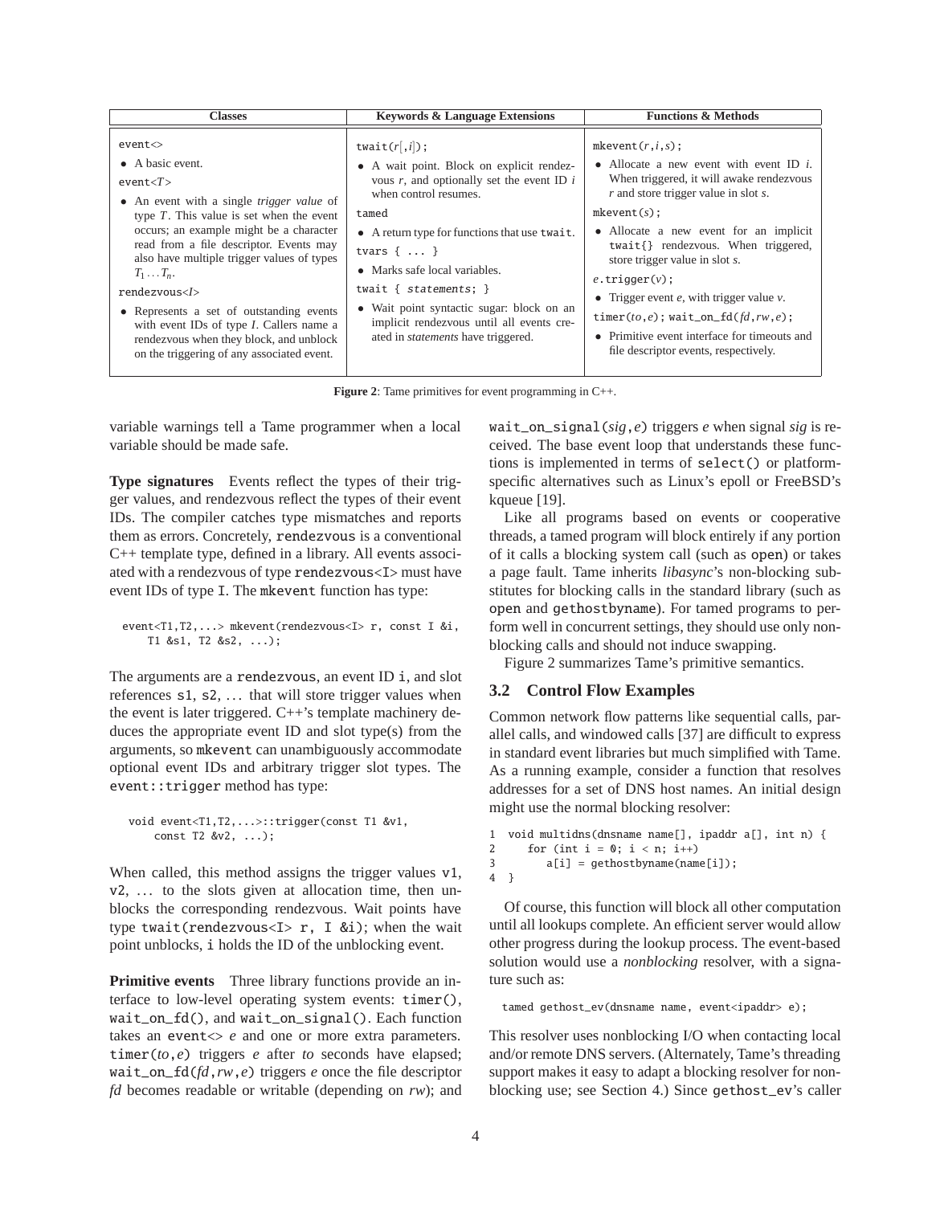| Classes | Keywords & Language Extensions | Functions & Methods |
|---|---|---|
| `event<>` • A basic event. `event<T>` • An event with a single *trigger value* of type $T$. This value is set when the event occurs; an example might be a character read from a file descriptor. Events may also have multiple trigger values of types $T_1 \ldots T_n$. `rendezvous<I>` • Represents a set of outstanding events with event IDs of type $I$. Callers name a rendezvous when they block, and unblock on the triggering of any associated event. | `twait(r[,i]);` • A wait point. Block on explicit rendezvous $r$, and optionally set the event ID $i$ when control resumes. `tamed` • A return type for functions that use `twait`. `tvars { ... }` • Marks safe local variables. `twait { statements; }` • Wait point syntactic sugar: block on an implicit rendezvous until all events created in *statements* have triggered. | `mkevent(r,i,s);` • Allocate a new event with event ID $i$. When triggered, it will awake rendezvous $r$ and store trigger value in slot $s$. `mkevent(s);` • Allocate a new event for an implicit `twait{}` rendezvous. When triggered, store trigger value in slot $s$. `e.trigger(v);` • Trigger event $e$, with trigger value $v$. `timer(to,e); wait_on_fd(fd,rw,e);` • Primitive event interface for timeouts and file descriptor events, respectively. |

**Figure 2**: Tame primitives for event programming in C++.

variable warnings tell a Tame programmer when a local variable should be made safe.

**Type signatures** Events reflect the types of their trigger values, and rendezvous reflect the types of their event IDs. The compiler catches type mismatches and reports them as errors. Concretely, `rendezvous` is a conventional C++ template type, defined in a library. All events associated with a rendezvous of type `rendezvous<I>` must have event IDs of type `I`. The `mkevent` function has type:

```
event<T1,T2,...> mkevent(rendezvous<I> r, const I &i,
    T1 &s1, T2 &s2, ...);
```

The arguments are a `rendezvous`, an event ID `i`, and slot references `s1`, `s2`, ... that will store trigger values when the event is later triggered. C++'s template machinery deduces the appropriate event ID and slot type(s) from the arguments, so `mkevent` can unambiguously accommodate optional event IDs and arbitrary trigger slot types. The `event::trigger` method has type:

```
void event<T1,T2,...>::trigger(const T1 &v1,
    const T2 &v2, ...);
```

When called, this method assigns the trigger values `v1`, `v2`, ... to the slots given at allocation time, then unblocks the corresponding rendezvous. Wait points have type `twait(rendezvous<I> r, I &i)`; when the wait point unblocks, `i` holds the ID of the unblocking event.

**Primitive events** Three library functions provide an interface to low-level operating system events: `timer()`, `wait_on_fd()`, and `wait_on_signal()`. Each function takes an `event<>` *e* and one or more extra parameters. `timer(`*to*`,`*e*`)` triggers *e* after *to* seconds have elapsed; `wait_on_fd(`*fd*`,`*rw*`,`*e*`)` triggers *e* once the file descriptor *fd* becomes readable or writable (depending on *rw*); and `wait_on_signal(`*sig*`,`*e*`)` triggers *e* when signal *sig* is received. The base event loop that understands these functions is implemented in terms of `select()` or platform-specific alternatives such as Linux's epoll or FreeBSD's kqueue [19].

Like all programs based on events or cooperative threads, a tamed program will block entirely if any portion of it calls a blocking system call (such as `open`) or takes a page fault. Tame inherits *libasync*'s non-blocking substitutes for blocking calls in the standard library (such as `open` and `gethostbyname`). For tamed programs to perform well in concurrent settings, they should use only non-blocking calls and should not induce swapping.

Figure 2 summarizes Tame's primitive semantics.

### 3.2 Control Flow Examples

Common network flow patterns like sequential calls, parallel calls, and windowed calls [37] are difficult to express in standard event libraries but much simplified with Tame. As a running example, consider a function that resolves addresses for a set of DNS host names. An initial design might use the normal blocking resolver:

```
1  void multidns(dnsname name[], ipaddr a[], int n) {
2      for (int i = 0; i < n; i++)
3          a[i] = gethostbyname(name[i]);
4  }
```

Of course, this function will block all other computation until all lookups complete. An efficient server would allow other progress during the lookup process. The event-based solution would use a *nonblocking* resolver, with a signature such as:

```
tamed gethost_ev(dnsname name, event<ipaddr> e);
```

This resolver uses nonblocking I/O when contacting local and/or remote DNS servers. (Alternately, Tame's threading support makes it easy to adapt a blocking resolver for nonblocking use; see Section 4.) Since `gethost_ev`'s caller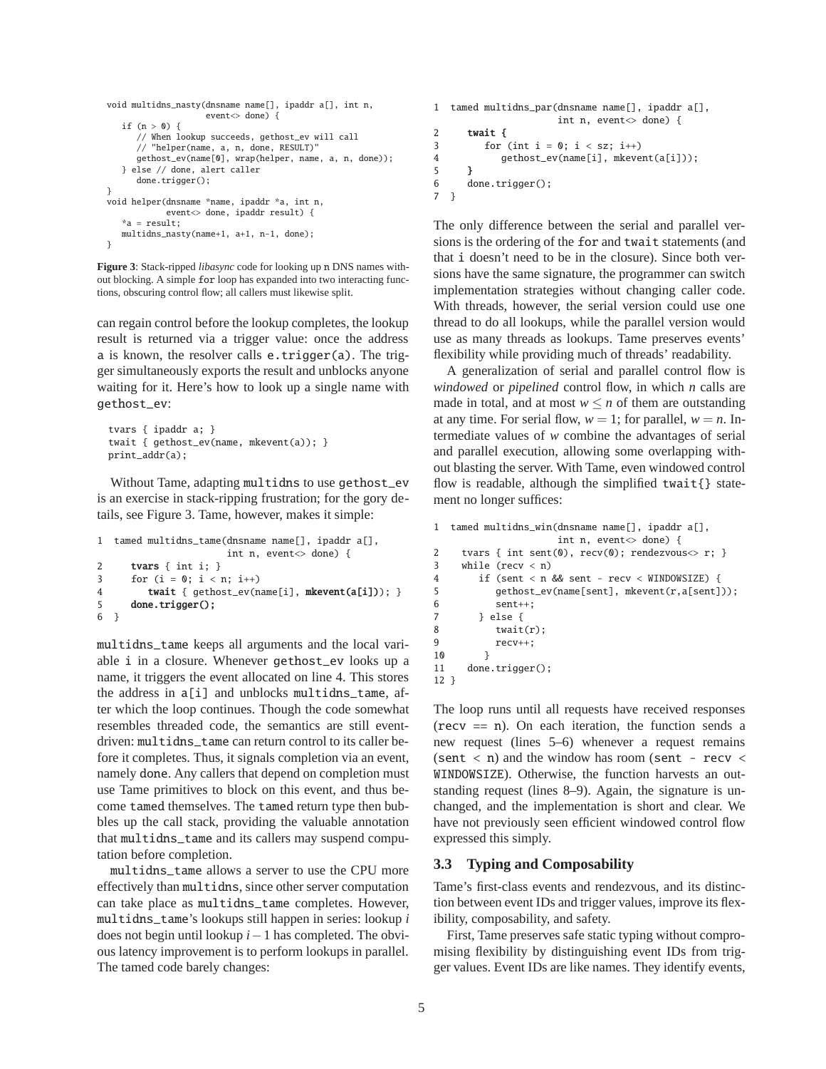```
void multidns_nasty(dnsname name[], ipaddr a[], int n,
                    event<> done) {
   if (n > 0) {
      // When lookup succeeds, gethost_ev will call
      // "helper(name, a, n, done, RESULT)"
      gethost_ev(name[0], wrap(helper, name, a, n, done));
   } else // done, alert caller
      done.trigger();
}
void helper(dnsname *name, ipaddr *a, int n,
            event<> done, ipaddr result) {
   *a = result;
   multidns_nasty(name+1, a+1, n-1, done);
}
```

**Figure 3**: Stack-ripped *libasync* code for looking up n DNS names without blocking. A simple for loop has expanded into two interacting functions, obscuring control flow; all callers must likewise split.

can regain control before the lookup completes, the lookup result is returned via a trigger value: once the address a is known, the resolver calls e.trigger(a). The trigger simultaneously exports the result and unblocks anyone waiting for it. Here's how to look up a single name with gethost_ev:

```
tvars { ipaddr a; }
twait { gethost_ev(name, mkevent(a)); }
print_addr(a);
```

Without Tame, adapting multidns to use gethost_ev is an exercise in stack-ripping frustration; for the gory details, see Figure 3. Tame, however, makes it simple:

```
1  tamed multidns_tame(dnsname name[], ipaddr a[],
                       int n, event<> done) {
2     tvars { int i; }
3     for (i = 0; i < n; i++)
4        twait { gethost_ev(name[i], mkevent(a[i])); }
5     done.trigger();
6  }
```

multidns_tame keeps all arguments and the local variable i in a closure. Whenever gethost_ev looks up a name, it triggers the event allocated on line 4. This stores the address in a[i] and unblocks multidns_tame, after which the loop continues. Though the code somewhat resembles threaded code, the semantics are still event-driven: multidns_tame can return control to its caller before it completes. Thus, it signals completion via an event, namely done. Any callers that depend on completion must use Tame primitives to block on this event, and thus become tamed themselves. The tamed return type then bubbles up the call stack, providing the valuable annotation that multidns_tame and its callers may suspend computation before completion.

multidns_tame allows a server to use the CPU more effectively than multidns, since other server computation can take place as multidns_tame completes. However, multidns_tame's lookups still happen in series: lookup $i$ does not begin until lookup $i-1$ has completed. The obvious latency improvement is to perform lookups in parallel. The tamed code barely changes:

```
1  tamed multidns_par(dnsname name[], ipaddr a[],
                      int n, event<> done) {
2     twait {
3        for (int i = 0; i < sz; i++)
4           gethost_ev(name[i], mkevent(a[i]));
5     }
6     done.trigger();
7  }
```

The only difference between the serial and parallel versions is the ordering of the for and twait statements (and that i doesn't need to be in the closure). Since both versions have the same signature, the programmer can switch implementation strategies without changing caller code. With threads, however, the serial version could use one thread to do all lookups, while the parallel version would use as many threads as lookups. Tame preserves events' flexibility while providing much of threads' readability.

A generalization of serial and parallel control flow is *windowed* or *pipelined* control flow, in which $n$ calls are made in total, and at most $w \leq n$ of them are outstanding at any time. For serial flow, $w = 1$; for parallel, $w = n$. Intermediate values of $w$ combine the advantages of serial and parallel execution, allowing some overlapping without blasting the server. With Tame, even windowed control flow is readable, although the simplified twait{} statement no longer suffices:

```
1  tamed multidns_win(dnsname name[], ipaddr a[],
                      int n, event<> done) {
2    tvars { int sent(0), recv(0); rendezvous<> r; }
3    while (recv < n)
4       if (sent < n && sent - recv < WINDOWSIZE) {
5          gethost_ev(name[sent], mkevent(r,a[sent]));
6          sent++;
7       } else {
8          twait(r);
9          recv++;
10      }
11   done.trigger();
12 }
```

The loop runs until all requests have received responses (recv == n). On each iteration, the function sends a new request (lines 5–6) whenever a request remains (sent < n) and the window has room (sent - recv < WINDOWSIZE). Otherwise, the function harvests an outstanding request (lines 8–9). Again, the signature is unchanged, and the implementation is short and clear. We have not previously seen efficient windowed control flow expressed this simply.

### 3.3 Typing and Composability

Tame's first-class events and rendezvous, and its distinction between event IDs and trigger values, improve its flexibility, composability, and safety.

First, Tame preserves safe static typing without compromising flexibility by distinguishing event IDs from trigger values. Event IDs are like names. They identify events,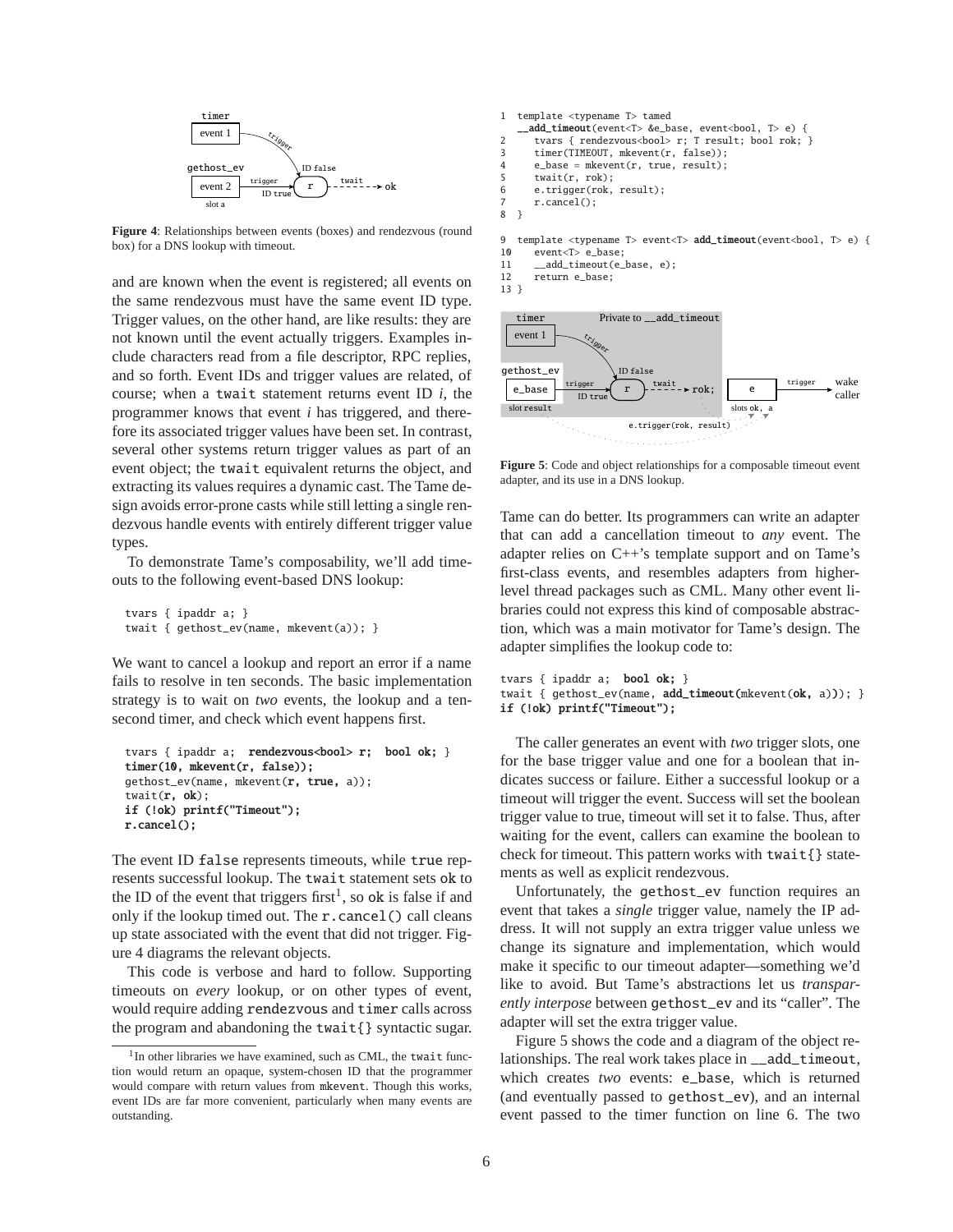Figure 4: Relationships between events (boxes) and rendezvous (round box) for a DNS lookup with timeout.

and are known when the event is registered; all events on the same rendezvous must have the same event ID type. Trigger values, on the other hand, are like results: they are not known until the event actually triggers. Examples include characters read from a file descriptor, RPC replies, and so forth. Event IDs and trigger values are related, of course; when a `twait` statement returns event ID *i*, the programmer knows that event *i* has triggered, and therefore its associated trigger values have been set. In contrast, several other systems return trigger values as part of an event object; the `twait` equivalent returns the object, and extracting its values requires a dynamic cast. The Tame design avoids error-prone casts while still letting a single rendezvous handle events with entirely different trigger value types.

To demonstrate Tame's composability, we'll add timeouts to the following event-based DNS lookup:

```
tvars { ipaddr a; }
twait { gethost_ev(name, mkevent(a)); }
```

We want to cancel a lookup and report an error if a name fails to resolve in ten seconds. The basic implementation strategy is to wait on *two* events, the lookup and a ten-second timer, and check which event happens first.

```
tvars { ipaddr a;  rendezvous<bool> r;  bool ok; }
timer(10, mkevent(r, false));
gethost_ev(name, mkevent(r, true, a));
twait(r, ok);
if (!ok) printf("Timeout");
r.cancel();
```

The event ID `false` represents timeouts, while `true` represents successful lookup. The `twait` statement sets `ok` to the ID of the event that triggers first[1], so `ok` is false if and only if the lookup timed out. The `r.cancel()` call cleans up state associated with the event that did not trigger. Figure 4 diagrams the relevant objects.

This code is verbose and hard to follow. Supporting timeouts on *every* lookup, or on other types of event, would require adding `rendezvous` and `timer` calls across the program and abandoning the `twait{}` syntactic sugar.

[1] In other libraries we have examined, such as CML, the `twait` function would return an opaque, system-chosen ID that the programmer would compare with return values from `mkevent`. Though this works, event IDs are far more convenient, particularly when many events are outstanding.

```
1  template <typename T> tamed
   __add_timeout(event<T> &e_base, event<bool, T> e) {
2     tvars { rendezvous<bool> r; T result; bool rok; }
3     timer(TIMEOUT, mkevent(r, false));
4     e_base = mkevent(r, true, result);
5     twait(r, rok);
6     e.trigger(rok, result);
7     r.cancel();
8  }

9  template <typename T> event<T> add_timeout(event<bool, T> e) {
10    event<T> e_base;
11    __add_timeout(e_base, e);
12    return e_base;
13 }
```

Figure 5: Code and object relationships for a composable timeout event adapter, and its use in a DNS lookup.

Tame can do better. Its programmers can write an adapter that can add a cancellation timeout to *any* event. The adapter relies on C++'s template support and on Tame's first-class events, and resembles adapters from higher-level thread packages such as CML. Many other event libraries could not express this kind of composable abstraction, which was a main motivator for Tame's design. The adapter simplifies the lookup code to:

```
tvars { ipaddr a;  bool ok; }
twait { gethost_ev(name, add_timeout(mkevent(ok, a))); }
if (!ok) printf("Timeout");
```

The caller generates an event with *two* trigger slots, one for the base trigger value and one for a boolean that indicates success or failure. Either a successful lookup or a timeout will trigger the event. Success will set the boolean trigger value to true, timeout will set it to false. Thus, after waiting for the event, callers can examine the boolean to check for timeout. This pattern works with `twait{}` statements as well as explicit rendezvous.

Unfortunately, the `gethost_ev` function requires an event that takes a *single* trigger value, namely the IP address. It will not supply an extra trigger value unless we change its signature and implementation, which would make it specific to our timeout adapter—something we'd like to avoid. But Tame's abstractions let us *transparently interpose* between `gethost_ev` and its "caller". The adapter will set the extra trigger value.

Figure 5 shows the code and a diagram of the object relationships. The real work takes place in `__add_timeout`, which creates *two* events: `e_base`, which is returned (and eventually passed to `gethost_ev`), and an internal event passed to the timer function on line 6. The two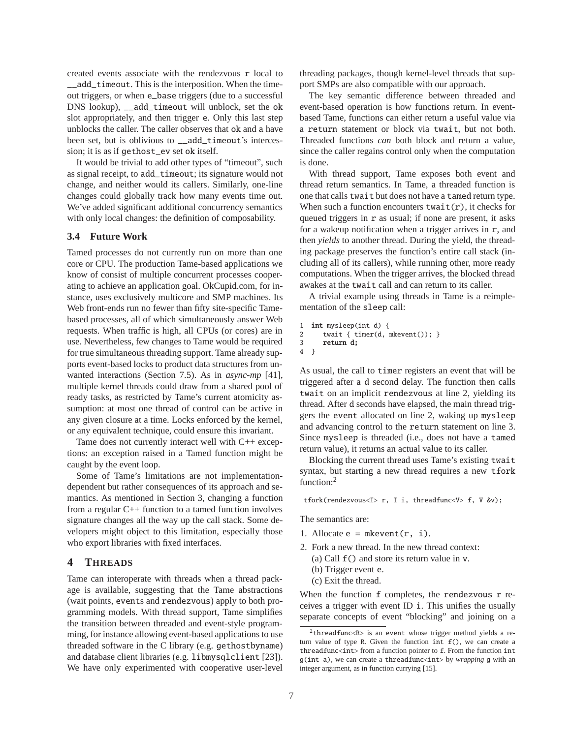created events associate with the rendezvous `r` local to `__add_timeout`. This is the interposition. When the timeout triggers, or when `e_base` triggers (due to a successful DNS lookup), `__add_timeout` will unblock, set the `ok` slot appropriately, and then trigger `e`. Only this last step unblocks the caller. The caller observes that `ok` and `a` have been set, but is oblivious to `__add_timeout`'s intercession; it is as if `gethost_ev` set `ok` itself.

It would be trivial to add other types of "timeout", such as signal receipt, to `add_timeout`; its signature would not change, and neither would its callers. Similarly, one-line changes could globally track how many events time out. We've added significant additional concurrency semantics with only local changes: the definition of composability.

### 3.4 Future Work

Tamed processes do not currently run on more than one core or CPU. The production Tame-based applications we know of consist of multiple concurrent processes cooperating to achieve an application goal. OkCupid.com, for instance, uses exclusively multicore and SMP machines. Its Web front-ends run no fewer than fifty site-specific Tame-based processes, all of which simultaneously answer Web requests. When traffic is high, all CPUs (or cores) are in use. Nevertheless, few changes to Tame would be required for true simultaneous threading support. Tame already supports event-based locks to product data structures from unwanted interactions (Section 7.5). As in *async-mp* [41], multiple kernel threads could draw from a shared pool of ready tasks, as restricted by Tame's current atomicity assumption: at most one thread of control can be active in any given closure at a time. Locks enforced by the kernel, or any equivalent technique, could ensure this invariant.

Tame does not currently interact well with C++ exceptions: an exception raised in a Tamed function might be caught by the event loop.

Some of Tame's limitations are not implementation-dependent but rather consequences of its approach and semantics. As mentioned in Section 3, changing a function from a regular C++ function to a tamed function involves signature changes all the way up the call stack. Some developers might object to this limitation, especially those who export libraries with fixed interfaces.

## 4 Threads

Tame can interoperate with threads when a thread package is available, suggesting that the Tame abstractions (wait points, `event`s and `rendezvous`) apply to both programming models. With thread support, Tame simplifies the transition between threaded and event-style programming, for instance allowing event-based applications to use threaded software in the C library (e.g. `gethostbyname`) and database client libraries (e.g. `libmysqlclient` [23]). We have only experimented with cooperative user-level threading packages, though kernel-level threads that support SMPs are also compatible with our approach.

The key semantic difference between threaded and event-based operation is how functions return. In event-based Tame, functions can either return a useful value via a `return` statement or block via `twait`, but not both. Threaded functions *can* both block and return a value, since the caller regains control only when the computation is done.

With thread support, Tame exposes both event and thread return semantics. In Tame, a threaded function is one that calls `twait` but does not have a `tamed` return type. When such a function encounters `twait(r)`, it checks for queued triggers in `r` as usual; if none are present, it asks for a wakeup notification when a trigger arrives in `r`, and then *yields* to another thread. During the yield, the threading package preserves the function's entire call stack (including all of its callers), while running other, more ready computations. When the trigger arrives, the blocked thread awakes at the `twait` call and can return to its caller.

A trivial example using threads in Tame is a reimplementation of the `sleep` call:

```
1  int mysleep(int d) {
2      twait { timer(d, mkevent()); }
3      return d;
4  }
```

As usual, the call to `timer` registers an event that will be triggered after a `d` second delay. The function then calls `twait` on an implicit `rendezvous` at line 2, yielding its thread. After `d` seconds have elapsed, the main thread triggers the `event` allocated on line 2, waking up `mysleep` and advancing control to the `return` statement on line 3. Since `mysleep` is threaded (i.e., does not have a `tamed` return value), it returns an actual value to its caller.

Blocking the current thread uses Tame's existing `twait` syntax, but starting a new thread requires a new `tfork` function:[2]

```
tfork(rendezvous<I> r, I i, threadfunc<V> f, V &v);
```

The semantics are:

1. Allocate `e = mkevent(r, i)`.
2. Fork a new thread. In the new thread context:
   (a) Call `f()` and store its return value in `v`.
   (b) Trigger event `e`.
   (c) Exit the thread.

When the function `f` completes, the `rendezvous r` receives a trigger with event ID `i`. This unifies the usually separate concepts of event "blocking" and joining on a

[2] `threadfunc<R>` is an `event` whose trigger method yields a return value of type `R`. Given the function `int f()`, we can create a `threadfunc<int>` from a function pointer to `f`. From the function `int g(int a)`, we can create a `threadfunc<int>` by *wrapping* `g` with an integer argument, as in function currying [15].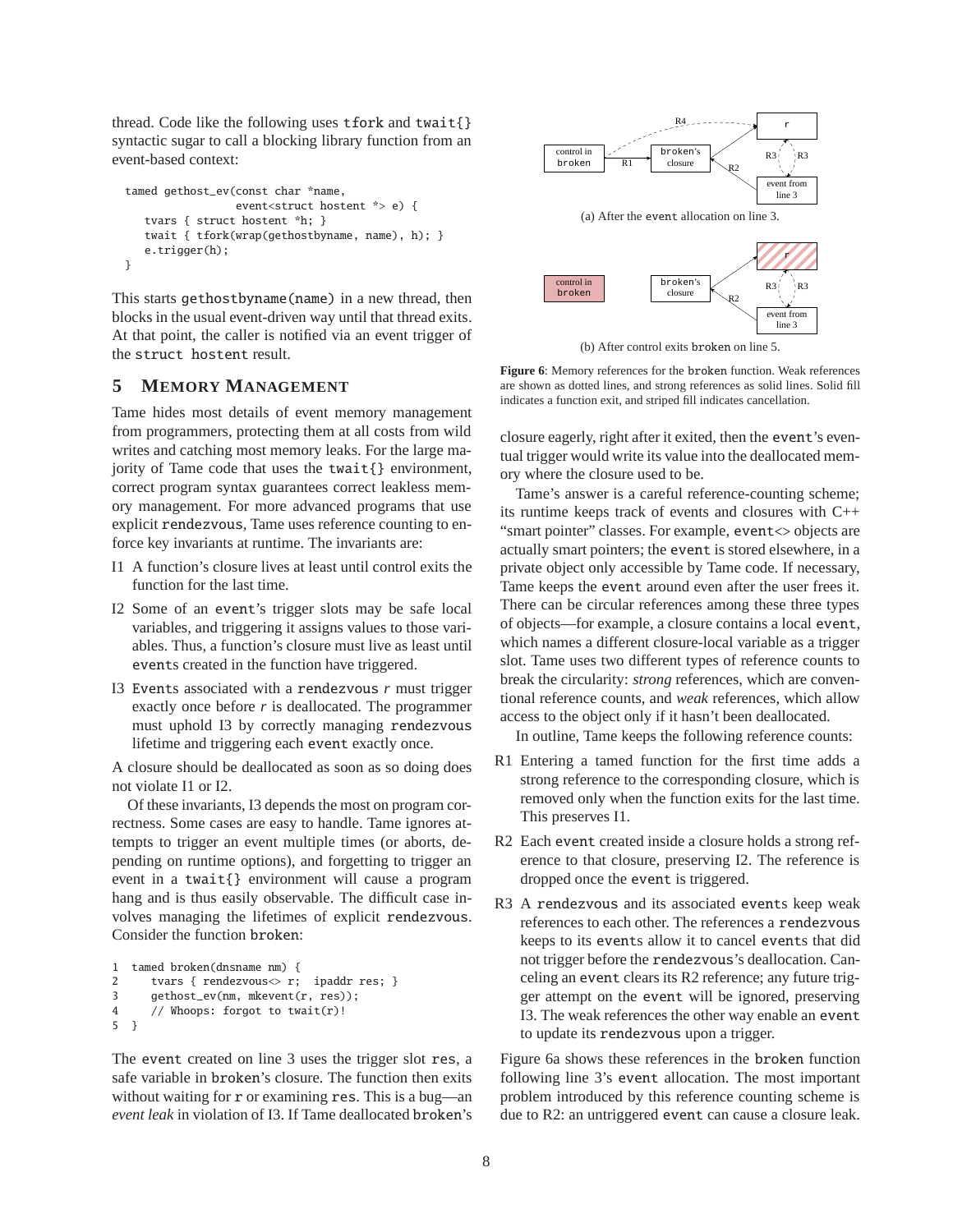thread. Code like the following uses tfork and twait{} syntactic sugar to call a blocking library function from an event-based context:

```
tamed gethost_ev(const char *name,
                 event<struct hostent *> e) {
   tvars { struct hostent *h; }
   twait { tfork(wrap(gethostbyname, name), h); }
   e.trigger(h);
}
```

This starts gethostbyname(name) in a new thread, then blocks in the usual event-driven way until that thread exits. At that point, the caller is notified via an event trigger of the struct hostent result.

## 5 Memory Management

Tame hides most details of event memory management from programmers, protecting them at all costs from wild writes and catching most memory leaks. For the large majority of Tame code that uses the twait{} environment, correct program syntax guarantees correct leakless memory management. For more advanced programs that use explicit rendezvous, Tame uses reference counting to enforce key invariants at runtime. The invariants are:

- I1 A function's closure lives at least until control exits the function for the last time.
- I2 Some of an event's trigger slots may be safe local variables, and triggering it assigns values to those variables. Thus, a function's closure must live as least until events created in the function have triggered.
- I3 Events associated with a rendezvous *r* must trigger exactly once before *r* is deallocated. The programmer must uphold I3 by correctly managing rendezvous lifetime and triggering each event exactly once.

A closure should be deallocated as soon as so doing does not violate I1 or I2.

Of these invariants, I3 depends the most on program correctness. Some cases are easy to handle. Tame ignores attempts to trigger an event multiple times (or aborts, depending on runtime options), and forgetting to trigger an event in a twait{} environment will cause a program hang and is thus easily observable. The difficult case involves managing the lifetimes of explicit rendezvous. Consider the function broken:

```
1  tamed broken(dnsname nm) {
2     tvars { rendezvous<> r;  ipaddr res; }
3     gethost_ev(nm, mkevent(r, res));
4     // Whoops: forgot to twait(r)!
5  }
```

The event created on line 3 uses the trigger slot res, a safe variable in broken's closure. The function then exits without waiting for r or examining res. This is a bug—an *event leak* in violation of I3. If Tame deallocated broken's closure eagerly, right after it exited, then the event's eventual trigger would write its value into the deallocated memory where the closure used to be.

(a) After the event allocation on line 3.

(b) After control exits broken on line 5.

**Figure 6**: Memory references for the broken function. Weak references are shown as dotted lines, and strong references as solid lines. Solid fill indicates a function exit, and striped fill indicates cancellation.

Tame's answer is a careful reference-counting scheme; its runtime keeps track of events and closures with C++ "smart pointer" classes. For example, event<> objects are actually smart pointers; the event is stored elsewhere, in a private object only accessible by Tame code. If necessary, Tame keeps the event around even after the user frees it. There can be circular references among these three types of objects—for example, a closure contains a local event, which names a different closure-local variable as a trigger slot. Tame uses two different types of reference counts to break the circularity: *strong* references, which are conventional reference counts, and *weak* references, which allow access to the object only if it hasn't been deallocated.

In outline, Tame keeps the following reference counts:

- R1 Entering a tamed function for the first time adds a strong reference to the corresponding closure, which is removed only when the function exits for the last time. This preserves I1.
- R2 Each event created inside a closure holds a strong reference to that closure, preserving I2. The reference is dropped once the event is triggered.
- R3 A rendezvous and its associated events keep weak references to each other. The references a rendezvous keeps to its events allow it to cancel events that did not trigger before the rendezvous's deallocation. Canceling an event clears its R2 reference; any future trigger attempt on the event will be ignored, preserving I3. The weak references the other way enable an event to update its rendezvous upon a trigger.

Figure 6a shows these references in the broken function following line 3's event allocation. The most important problem introduced by this reference counting scheme is due to R2: an untriggered event can cause a closure leak.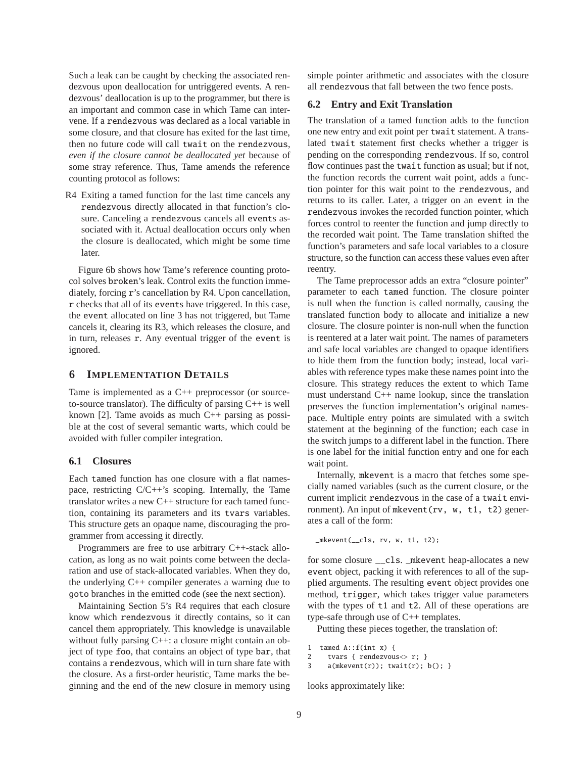Such a leak can be caught by checking the associated rendezvous upon deallocation for untriggered events. A rendezvous' deallocation is up to the programmer, but there is an important and common case in which Tame can intervene. If a rendezvous was declared as a local variable in some closure, and that closure has exited for the last time, then no future code will call twait on the rendezvous, *even if the closure cannot be deallocated yet* because of some stray reference. Thus, Tame amends the reference counting protocol as follows:

R4 Exiting a tamed function for the last time cancels any rendezvous directly allocated in that function's closure. Canceling a rendezvous cancels all events associated with it. Actual deallocation occurs only when the closure is deallocated, which might be some time later.

Figure 6b shows how Tame's reference counting protocol solves broken's leak. Control exits the function immediately, forcing r's cancellation by R4. Upon cancellation, r checks that all of its events have triggered. In this case, the event allocated on line 3 has not triggered, but Tame cancels it, clearing its R3, which releases the closure, and in turn, releases r. Any eventual trigger of the event is ignored.

## 6 Implementation Details

Tame is implemented as a C++ preprocessor (or source-to-source translator). The difficulty of parsing C++ is well known [2]. Tame avoids as much C++ parsing as possible at the cost of several semantic warts, which could be avoided with fuller compiler integration.

### 6.1 Closures

Each tamed function has one closure with a flat namespace, restricting C/C++'s scoping. Internally, the Tame translator writes a new C++ structure for each tamed function, containing its parameters and its tvars variables. This structure gets an opaque name, discouraging the programmer from accessing it directly.

Programmers are free to use arbitrary C++-stack allocation, as long as no wait points come between the declaration and use of stack-allocated variables. When they do, the underlying C++ compiler generates a warning due to goto branches in the emitted code (see the next section).

Maintaining Section 5's R4 requires that each closure know which rendezvous it directly contains, so it can cancel them appropriately. This knowledge is unavailable without fully parsing C++: a closure might contain an object of type foo, that contains an object of type bar, that contains a rendezvous, which will in turn share fate with the closure. As a first-order heuristic, Tame marks the beginning and the end of the new closure in memory using simple pointer arithmetic and associates with the closure all rendezvous that fall between the two fence posts.

### 6.2 Entry and Exit Translation

The translation of a tamed function adds to the function one new entry and exit point per twait statement. A translated twait statement first checks whether a trigger is pending on the corresponding rendezvous. If so, control flow continues past the twait function as usual; but if not, the function records the current wait point, adds a function pointer for this wait point to the rendezvous, and returns to its caller. Later, a trigger on an event in the rendezvous invokes the recorded function pointer, which forces control to reenter the function and jump directly to the recorded wait point. The Tame translation shifted the function's parameters and safe local variables to a closure structure, so the function can access these values even after reentry.

The Tame preprocessor adds an extra "closure pointer" parameter to each tamed function. The closure pointer is null when the function is called normally, causing the translated function body to allocate and initialize a new closure. The closure pointer is non-null when the function is reentered at a later wait point. The names of parameters and safe local variables are changed to opaque identifiers to hide them from the function body; instead, local variables with reference types make these names point into the closure. This strategy reduces the extent to which Tame must understand C++ name lookup, since the translation preserves the function implementation's original namespace. Multiple entry points are simulated with a switch statement at the beginning of the function; each case in the switch jumps to a different label in the function. There is one label for the initial function entry and one for each wait point.

Internally, mkevent is a macro that fetches some specially named variables (such as the current closure, or the current implicit rendezvous in the case of a twait environment). An input of mkevent(rv, w, t1, t2) generates a call of the form:

```
_mkevent(__cls, rv, w, t1, t2);
```

for some closure __cls. _mkevent heap-allocates a new event object, packing it with references to all of the supplied arguments. The resulting event object provides one method, trigger, which takes trigger value parameters with the types of t1 and t2. All of these operations are type-safe through use of C++ templates.

Putting these pieces together, the translation of:

```
1  tamed A::f(int x) {
2    tvars { rendezvous<> r; }
3    a(mkevent(r)); twait(r); b(); }
```

looks approximately like: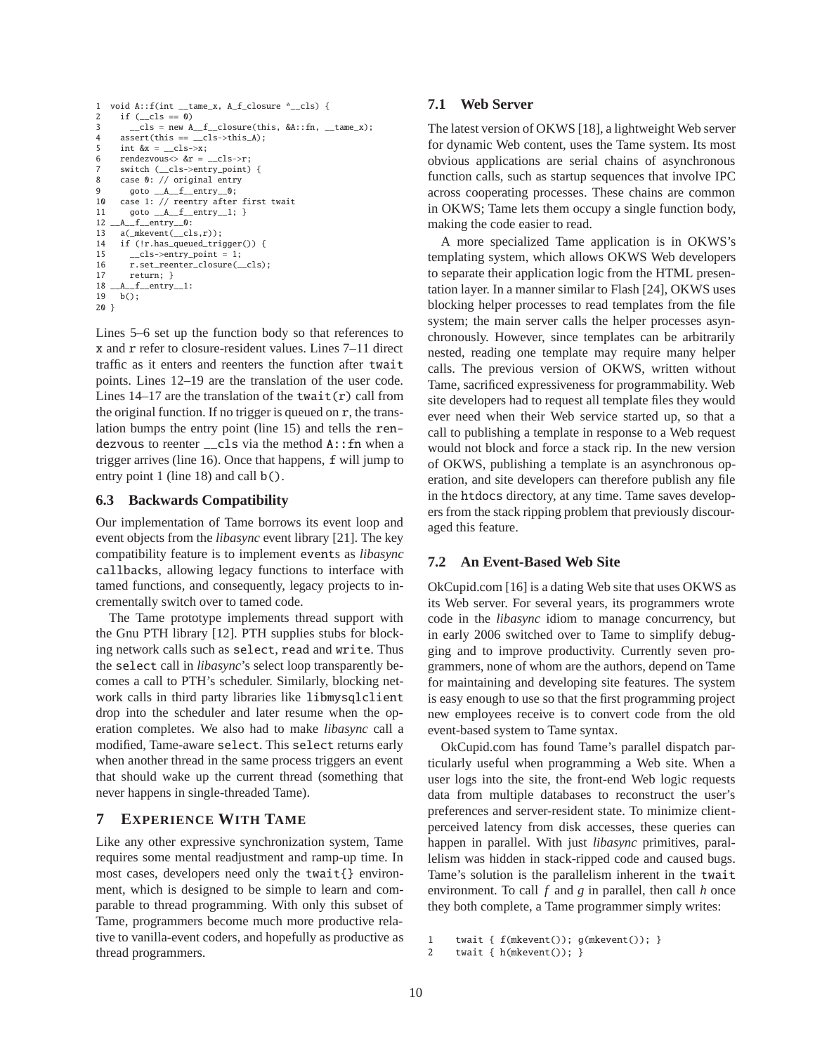```
1  void A::f(int __tame_x, A_f_closure *__cls) {
2    if (__cls == 0)
3      __cls = new A__f__closure(this, &A::fn, __tame_x);
4    assert(this == __cls->this_A);
5    int &x = __cls->x;
6    rendezvous<> &r = __cls->r;
7    switch (__cls->entry_point) {
8    case 0: // original entry
9      goto __A__f__entry__0;
10   case 1: // reentry after first twait
11     goto __A__f__entry__1; }
12 __A__f__entry__0:
13   a(_mkevent(__cls,r));
14   if (!r.has_queued_trigger()) {
15     __cls->entry_point = 1;
16     r.set_reenter_closure(__cls);
17     return; }
18 __A__f__entry__1:
19   b();
20 }
```

Lines 5–6 set up the function body so that references to x and r refer to closure-resident values. Lines 7–11 direct traffic as it enters and reenters the function after twait points. Lines 12–19 are the translation of the user code. Lines 14–17 are the translation of the `twait(r)` call from the original function. If no trigger is queued on r, the translation bumps the entry point (line 15) and tells the rendezvous to reenter `__cls` via the method `A::fn` when a trigger arrives (line 16). Once that happens, f will jump to entry point 1 (line 18) and call `b()`.

### 6.3 Backwards Compatibility

Our implementation of Tame borrows its event loop and event objects from the *libasync* event library [21]. The key compatibility feature is to implement events as *libasync* callbacks, allowing legacy functions to interface with tamed functions, and consequently, legacy projects to incrementally switch over to tamed code.

The Tame prototype implements thread support with the Gnu PTH library [12]. PTH supplies stubs for blocking network calls such as select, read and write. Thus the select call in *libasync*'s select loop transparently becomes a call to PTH's scheduler. Similarly, blocking network calls in third party libraries like libmysqlclient drop into the scheduler and later resume when the operation completes. We also had to make *libasync* call a modified, Tame-aware select. This select returns early when another thread in the same process triggers an event that should wake up the current thread (something that never happens in single-threaded Tame).

## 7 Experience With Tame

Like any other expressive synchronization system, Tame requires some mental readjustment and ramp-up time. In most cases, developers need only the twait{} environment, which is designed to be simple to learn and comparable to thread programming. With only this subset of Tame, programmers become much more productive relative to vanilla-event coders, and hopefully as productive as thread programmers.

### 7.1 Web Server

The latest version of OKWS [18], a lightweight Web server for dynamic Web content, uses the Tame system. Its most obvious applications are serial chains of asynchronous function calls, such as startup sequences that involve IPC across cooperating processes. These chains are common in OKWS; Tame lets them occupy a single function body, making the code easier to read.

A more specialized Tame application is in OKWS's templating system, which allows OKWS Web developers to separate their application logic from the HTML presentation layer. In a manner similar to Flash [24], OKWS uses blocking helper processes to read templates from the file system; the main server calls the helper processes asynchronously. However, since templates can be arbitrarily nested, reading one template may require many helper calls. The previous version of OKWS, written without Tame, sacrificed expressiveness for programmability. Web site developers had to request all template files they would ever need when their Web service started up, so that a call to publishing a template in response to a Web request would not block and force a stack rip. In the new version of OKWS, publishing a template is an asynchronous operation, and site developers can therefore publish any file in the htdocs directory, at any time. Tame saves developers from the stack ripping problem that previously discouraged this feature.

### 7.2 An Event-Based Web Site

OkCupid.com [16] is a dating Web site that uses OKWS as its Web server. For several years, its programmers wrote code in the *libasync* idiom to manage concurrency, but in early 2006 switched over to Tame to simplify debugging and to improve productivity. Currently seven programmers, none of whom are the authors, depend on Tame for maintaining and developing site features. The system is easy enough to use so that the first programming project new employees receive is to convert code from the old event-based system to Tame syntax.

OkCupid.com has found Tame's parallel dispatch particularly useful when programming a Web site. When a user logs into the site, the front-end Web logic requests data from multiple databases to reconstruct the user's preferences and server-resident state. To minimize client-perceived latency from disk accesses, these queries can happen in parallel. With just *libasync* primitives, parallelism was hidden in stack-ripped code and caused bugs. Tame's solution is the parallelism inherent in the twait environment. To call *f* and *g* in parallel, then call *h* once they both complete, a Tame programmer simply writes:

```
1    twait { f(mkevent()); g(mkevent()); }
2    twait { h(mkevent()); }
```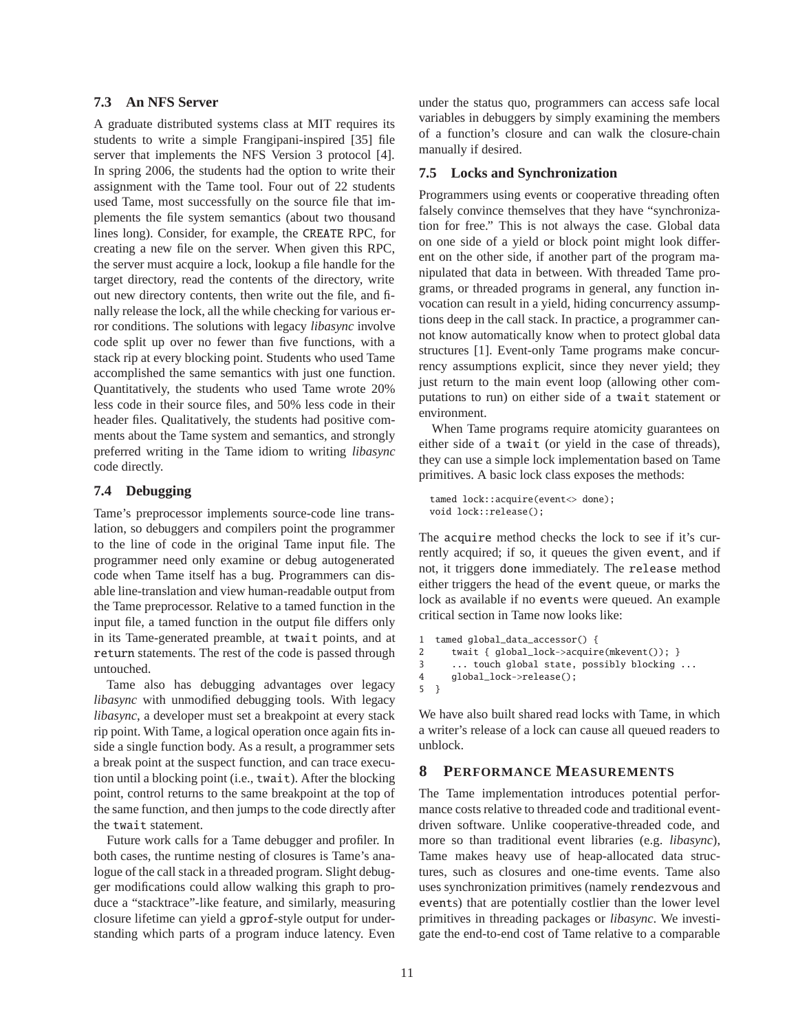### 7.3 An NFS Server

A graduate distributed systems class at MIT requires its students to write a simple Frangipani-inspired [35] file server that implements the NFS Version 3 protocol [4]. In spring 2006, the students had the option to write their assignment with the Tame tool. Four out of 22 students used Tame, most successfully on the source file that implements the file system semantics (about two thousand lines long). Consider, for example, the CREATE RPC, for creating a new file on the server. When given this RPC, the server must acquire a lock, lookup a file handle for the target directory, read the contents of the directory, write out new directory contents, then write out the file, and finally release the lock, all the while checking for various error conditions. The solutions with legacy *libasync* involve code split up over no fewer than five functions, with a stack rip at every blocking point. Students who used Tame accomplished the same semantics with just one function. Quantitatively, the students who used Tame wrote 20% less code in their source files, and 50% less code in their header files. Qualitatively, the students had positive comments about the Tame system and semantics, and strongly preferred writing in the Tame idiom to writing *libasync* code directly.

### 7.4 Debugging

Tame's preprocessor implements source-code line translation, so debuggers and compilers point the programmer to the line of code in the original Tame input file. The programmer need only examine or debug autogenerated code when Tame itself has a bug. Programmers can disable line-translation and view human-readable output from the Tame preprocessor. Relative to a tamed function in the input file, a tamed function in the output file differs only in its Tame-generated preamble, at twait points, and at return statements. The rest of the code is passed through untouched.

Tame also has debugging advantages over legacy *libasync* with unmodified debugging tools. With legacy *libasync*, a developer must set a breakpoint at every stack rip point. With Tame, a logical operation once again fits inside a single function body. As a result, a programmer sets a break point at the suspect function, and can trace execution until a blocking point (i.e., twait). After the blocking point, control returns to the same breakpoint at the top of the same function, and then jumps to the code directly after the twait statement.

Future work calls for a Tame debugger and profiler. In both cases, the runtime nesting of closures is Tame's analogue of the call stack in a threaded program. Slight debugger modifications could allow walking this graph to produce a "stacktrace"-like feature, and similarly, measuring closure lifetime can yield a gprof-style output for understanding which parts of a program induce latency. Even under the status quo, programmers can access safe local variables in debuggers by simply examining the members of a function's closure and can walk the closure-chain manually if desired.

### 7.5 Locks and Synchronization

Programmers using events or cooperative threading often falsely convince themselves that they have "synchronization for free." This is not always the case. Global data on one side of a yield or block point might look different on the other side, if another part of the program manipulated that data in between. With threaded Tame programs, or threaded programs in general, any function invocation can result in a yield, hiding concurrency assumptions deep in the call stack. In practice, a programmer cannot know automatically know when to protect global data structures [1]. Event-only Tame programs make concurrency assumptions explicit, since they never yield; they just return to the main event loop (allowing other computations to run) on either side of a twait statement or environment.

When Tame programs require atomicity guarantees on either side of a twait (or yield in the case of threads), they can use a simple lock implementation based on Tame primitives. A basic lock class exposes the methods:

```
tamed lock::acquire(event<> done);
void lock::release();
```

The acquire method checks the lock to see if it's currently acquired; if so, it queues the given event, and if not, it triggers done immediately. The release method either triggers the head of the event queue, or marks the lock as available if no events were queued. An example critical section in Tame now looks like:

```
1  tamed global_data_accessor() {
2      twait { global_lock->acquire(mkevent()); }
3      ... touch global state, possibly blocking ...
4      global_lock->release();
5  }
```

We have also built shared read locks with Tame, in which a writer's release of a lock can cause all queued readers to unblock.

## 8 Performance Measurements

The Tame implementation introduces potential performance costs relative to threaded code and traditional event-driven software. Unlike cooperative-threaded code, and more so than traditional event libraries (e.g. *libasync*), Tame makes heavy use of heap-allocated data structures, such as closures and one-time events. Tame also uses synchronization primitives (namely rendezvous and events) that are potentially costlier than the lower level primitives in threading packages or *libasync*. We investigate the end-to-end cost of Tame relative to a comparable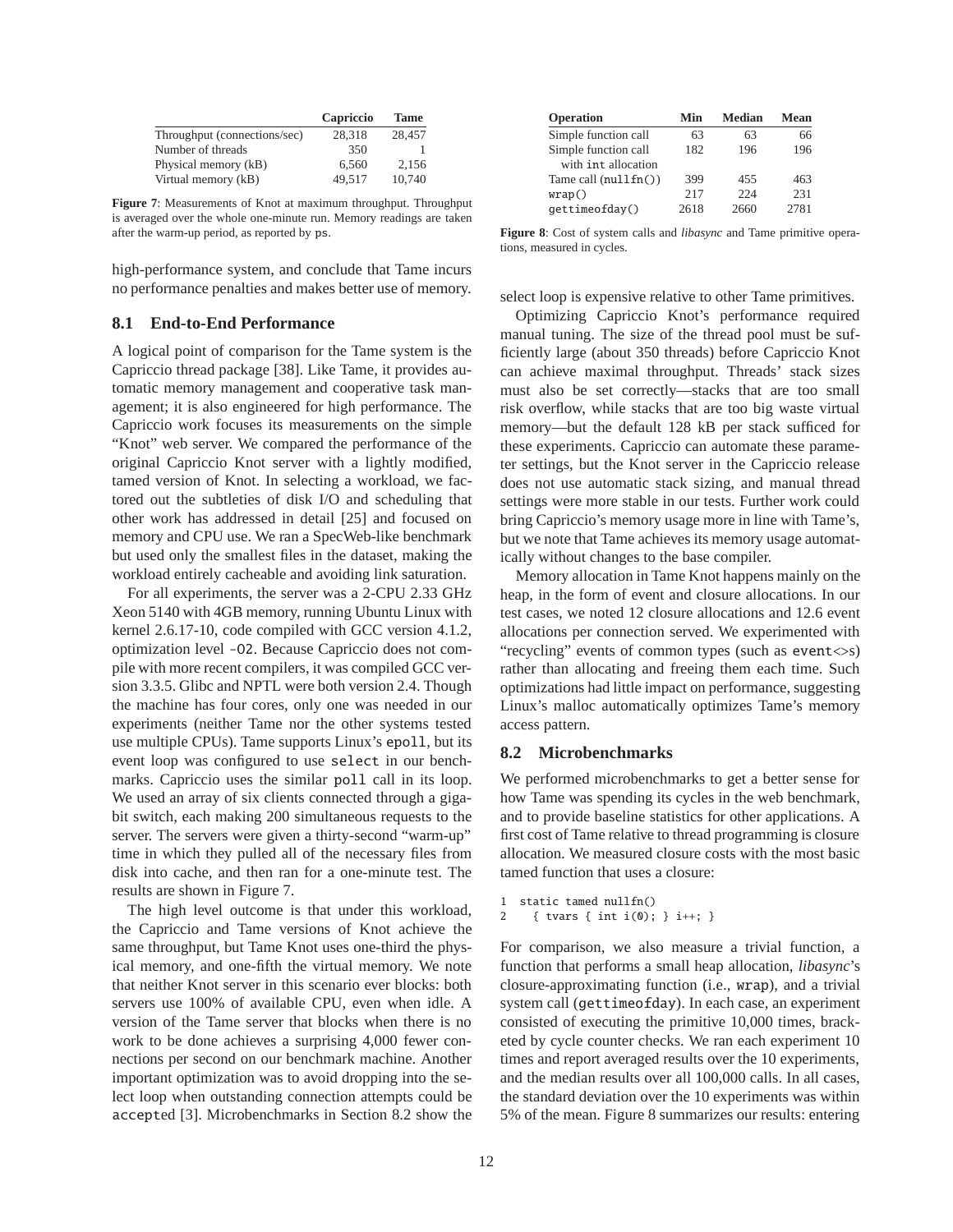| | Capriccio | Tame |
|---|---|---|
| Throughput (connections/sec) | 28,318 | 28,457 |
| Number of threads | 350 | 1 |
| Physical memory (kB) | 6,560 | 2,156 |
| Virtual memory (kB) | 49,517 | 10,740 |

**Figure 7**: Measurements of Knot at maximum throughput. Throughput is averaged over the whole one-minute run. Memory readings are taken after the warm-up period, as reported by `ps`.

high-performance system, and conclude that Tame incurs no performance penalties and makes better use of memory.

## 8.1 End-to-End Performance

A logical point of comparison for the Tame system is the Capriccio thread package [38]. Like Tame, it provides automatic memory management and cooperative task management; it is also engineered for high performance. The Capriccio work focuses its measurements on the simple "Knot" web server. We compared the performance of the original Capriccio Knot server with a lightly modified, tamed version of Knot. In selecting a workload, we factored out the subtleties of disk I/O and scheduling that other work has addressed in detail [25] and focused on memory and CPU use. We ran a SpecWeb-like benchmark but used only the smallest files in the dataset, making the workload entirely cacheable and avoiding link saturation.

For all experiments, the server was a 2-CPU 2.33 GHz Xeon 5140 with 4GB memory, running Ubuntu Linux with kernel 2.6.17-10, code compiled with GCC version 4.1.2, optimization level `-O2`. Because Capriccio does not compile with more recent compilers, it was compiled GCC version 3.3.5. Glibc and NPTL were both version 2.4. Though the machine has four cores, only one was needed in our experiments (neither Tame nor the other systems tested use multiple CPUs). Tame supports Linux's `epoll`, but its event loop was configured to use `select` in our benchmarks. Capriccio uses the similar `poll` call in its loop. We used an array of six clients connected through a gigabit switch, each making 200 simultaneous requests to the server. The servers were given a thirty-second "warm-up" time in which they pulled all of the necessary files from disk into cache, and then ran for a one-minute test. The results are shown in Figure 7.

The high level outcome is that under this workload, the Capriccio and Tame versions of Knot achieve the same throughput, but Tame Knot uses one-third the physical memory, and one-fifth the virtual memory. We note that neither Knot server in this scenario ever blocks: both servers use 100% of available CPU, even when idle. A version of the Tame server that blocks when there is no work to be done achieves a surprising 4,000 fewer connections per second on our benchmark machine. Another important optimization was to avoid dropping into the select loop when outstanding connection attempts could be `accept`ed [3]. Microbenchmarks in Section 8.2 show the select loop is expensive relative to other Tame primitives.

| Operation | Min | Median | Mean |
|---|---|---|---|
| Simple function call | 63 | 63 | 66 |
| Simple function call with `int` allocation | 182 | 196 | 196 |
| Tame call (`nullfn()`) | 399 | 455 | 463 |
| `wrap()` | 217 | 224 | 231 |
| `gettimeofday()` | 2618 | 2660 | 2781 |

**Figure 8**: Cost of system calls and *libasync* and Tame primitive operations, measured in cycles.

Optimizing Capriccio Knot's performance required manual tuning. The size of the thread pool must be sufficiently large (about 350 threads) before Capriccio Knot can achieve maximal throughput. Threads' stack sizes must also be set correctly—stacks that are too small risk overflow, while stacks that are too big waste virtual memory—but the default 128 kB per stack sufficed for these experiments. Capriccio can automate these parameter settings, but the Knot server in the Capriccio release does not use automatic stack sizing, and manual thread settings were more stable in our tests. Further work could bring Capriccio's memory usage more in line with Tame's, but we note that Tame achieves its memory usage automatically without changes to the base compiler.

Memory allocation in Tame Knot happens mainly on the heap, in the form of event and closure allocations. In our test cases, we noted 12 closure allocations and 12.6 event allocations per connection served. We experimented with "recycling" events of common types (such as `event<>`s) rather than allocating and freeing them each time. Such optimizations had little impact on performance, suggesting Linux's malloc automatically optimizes Tame's memory access pattern.

## 8.2 Microbenchmarks

We performed microbenchmarks to get a better sense for how Tame was spending its cycles in the web benchmark, and to provide baseline statistics for other applications. A first cost of Tame relative to thread programming is closure allocation. We measured closure costs with the most basic tamed function that uses a closure:

```
1  static tamed nullfn()
2    { tvars { int i(0); } i++; }
```

For comparison, we also measure a trivial function, a function that performs a small heap allocation, *libasync*'s closure-approximating function (i.e., `wrap`), and a trivial system call (`gettimeofday`). In each case, an experiment consisted of executing the primitive 10,000 times, bracketed by cycle counter checks. We ran each experiment 10 times and report averaged results over the 10 experiments, and the median results over all 100,000 calls. In all cases, the standard deviation over the 10 experiments was within 5% of the mean. Figure 8 summarizes our results: entering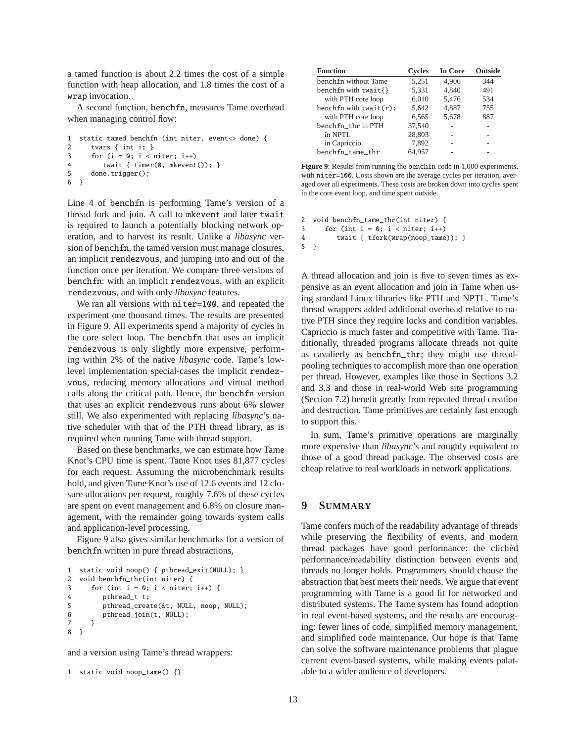a tamed function is about 2.2 times the cost of a simple function with heap allocation, and 1.8 times the cost of a wrap invocation.

A second function, benchfn, measures Tame overhead when managing control flow:

```
1  static tamed benchfn (int niter, event<> done) {
2     tvars { int i; }
3     for (i = 0; i < niter; i++)
4        twait { timer(0, mkevent()); }
5     done.trigger();
6  }
```

Line 4 of benchfn is performing Tame's version of a thread fork and join. A call to mkevent and later twait is required to launch a potentially blocking network operation, and to harvest its result. Unlike a *libasync* version of benchfn, the tamed version must manage closures, an implicit rendezvous, and jumping into and out of the function once per iteration. We compare three versions of benchfn: with an implicit rendezvous, with an explicit rendezvous, and with only *libasync* features.

We ran all versions with niter=100, and repeated the experiment one thousand times. The results are presented in Figure 9. All experiments spend a majority of cycles in the core select loop. The benchfn that uses an implicit rendezvous is only slightly more expensive, performing within 2% of the native *libasync* code. Tame's low-level implementation special-cases the implicit rendezvous, reducing memory allocations and virtual method calls along the critical path. Hence, the benchfn version that uses an explicit rendezvous runs about 6% slower still. We also experimented with replacing *libasync*'s native scheduler with that of the PTH thread library, as is required when running Tame with thread support.

Based on these benchmarks, we can estimate how Tame Knot's CPU time is spent. Tame Knot uses 81,877 cycles for each request. Assuming the microbenchmark results hold, and given Tame Knot's use of 12.6 events and 12 closure allocations per request, roughly 7.6% of these cycles are spent on event management and 6.8% on closure management, with the remainder going towards system calls and application-level processing.

Figure 9 also gives similar benchmarks for a version of benchfn written in pure thread abstractions,

```
1  static void noop() { pthread_exit(NULL); }
2  void benchfn_thr(int niter) {
3     for (int i = 0; i < niter; i++) {
4        pthread_t t;
5        pthread_create(&t, NULL, noop, NULL);
6        pthread_join(t, NULL);
7     }
8  }
```

and a version using Tame's thread wrappers:

```
1  static void noop_tame() {}
2  void benchfn_tame_thr(int niter) {
3     for (int i = 0; i < niter; i++)
4        twait { tfork(wrap(noop_tame)); }
5  }
```

| **Function** | **Cycles** | **In Core** | **Outside** |
|---|---|---|---|
| benchfn without Tame | 5,251 | 4,906 | 344 |
| benchfn with twait{} | 5,331 | 4,840 | 491 |
| with PTH core loop | 6,010 | 5,476 | 534 |
| benchfn with twait(r); | 5,642 | 4,887 | 755 |
| with PTH core loop | 6,565 | 5,678 | 887 |
| benchfn_thr in PTH | 37,540 | - | - |
| in NPTL | 28,803 | - | - |
| in Capriccio | 7,892 | - | - |
| benchfn_tame_thr | 64,957 | - | - |

**Figure 9**: Results from running the benchfn code in 1,000 experiments, with niter=100. Costs shown are the average cycles per iteration, averaged over all experiments. These costs are broken down into cycles spent in the core event loop, and time spent outside.

A thread allocation and join is five to seven times as expensive as an event allocation and join in Tame when using standard Linux libraries like PTH and NPTL. Tame's thread wrappers added additional overhead relative to native PTH since they require locks and condition variables. Capriccio is much faster and competitive with Tame. Traditionally, threaded programs allocate threads not quite as cavalierly as benchfn_thr; they might use thread-pooling techniques to accomplish more than one operation per thread. However, examples like those in Sections 3.2 and 3.3 and those in real-world Web site programming (Section 7.2) benefit greatly from repeated thread creation and destruction. Tame primitives are certainly fast enough to support this.

In sum, Tame's primitive operations are marginally more expensive than *libasync*'s and roughly equivalent to those of a good thread package. The observed costs are cheap relative to real workloads in network applications.

## 9 SUMMARY

Tame confers much of the readability advantage of threads while preserving the flexibility of events, and modern thread packages have good performance: the clichéd performance/readability distinction between events and threads no longer holds. Programmers should choose the abstraction that best meets their needs. We argue that event programming with Tame is a good fit for networked and distributed systems. The Tame system has found adoption in real event-based systems, and the results are encouraging: fewer lines of code, simplified memory management, and simplified code maintenance. Our hope is that Tame can solve the software maintenance problems that plague current event-based systems, while making events palatable to a wider audience of developers.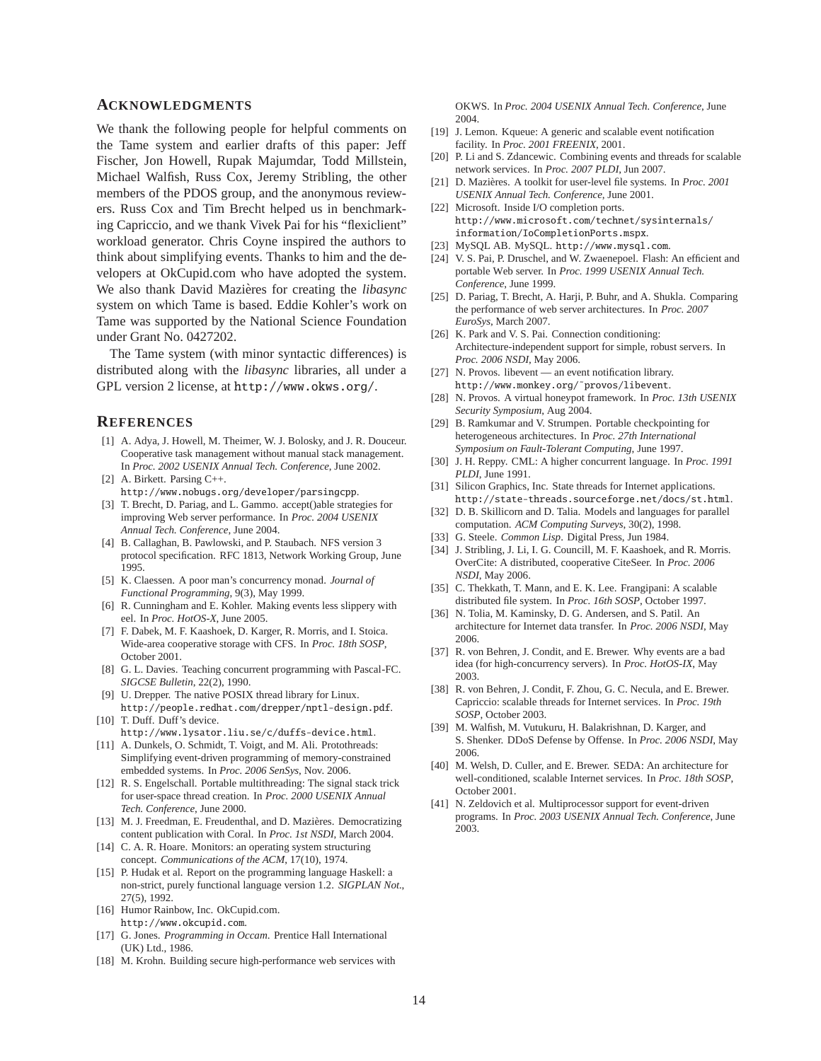## Acknowledgments

We thank the following people for helpful comments on the Tame system and earlier drafts of this paper: Jeff Fischer, Jon Howell, Rupak Majumdar, Todd Millstein, Michael Walfish, Russ Cox, Jeremy Stribling, the other members of the PDOS group, and the anonymous reviewers. Russ Cox and Tim Brecht helped us in benchmarking Capriccio, and we thank Vivek Pai for his "flexiclient" workload generator. Chris Coyne inspired the authors to think about simplifying events. Thanks to him and the developers at OkCupid.com who have adopted the system. We also thank David Mazières for creating the *libasync* system on which Tame is based. Eddie Kohler's work on Tame was supported by the National Science Foundation under Grant No. 0427202.

The Tame system (with minor syntactic differences) is distributed along with the *libasync* libraries, all under a GPL version 2 license, at `http://www.okws.org/`.

## References

[1] A. Adya, J. Howell, M. Theimer, W. J. Bolosky, and J. R. Douceur. Cooperative task management without manual stack management. In *Proc. 2002 USENIX Annual Tech. Conference*, June 2002.

[2] A. Birkett. Parsing C++. `http://www.nobugs.org/developer/parsingcpp`.

[3] T. Brecht, D. Pariag, and L. Gammo. accept()able strategies for improving Web server performance. In *Proc. 2004 USENIX Annual Tech. Conference*, June 2004.

[4] B. Callaghan, B. Pawlowski, and P. Staubach. NFS version 3 protocol specification. RFC 1813, Network Working Group, June 1995.

[5] K. Claessen. A poor man's concurrency monad. *Journal of Functional Programming*, 9(3), May 1999.

[6] R. Cunningham and E. Kohler. Making events less slippery with eel. In *Proc. HotOS-X*, June 2005.

[7] F. Dabek, M. F. Kaashoek, D. Karger, R. Morris, and I. Stoica. Wide-area cooperative storage with CFS. In *Proc. 18th SOSP*, October 2001.

[8] G. L. Davies. Teaching concurrent programming with Pascal-FC. *SIGCSE Bulletin*, 22(2), 1990.

[9] U. Drepper. The native POSIX thread library for Linux. `http://people.redhat.com/drepper/nptl-design.pdf`.

[10] T. Duff. Duff's device. `http://www.lysator.liu.se/c/duffs-device.html`.

[11] A. Dunkels, O. Schmidt, T. Voigt, and M. Ali. Protothreads: Simplifying event-driven programming of memory-constrained embedded systems. In *Proc. 2006 SenSys*, Nov. 2006.

[12] R. S. Engelschall. Portable multithreading: The signal stack trick for user-space thread creation. In *Proc. 2000 USENIX Annual Tech. Conference*, June 2000.

[13] M. J. Freedman, E. Freudenthal, and D. Mazières. Democratizing content publication with Coral. In *Proc. 1st NSDI*, March 2004.

[14] C. A. R. Hoare. Monitors: an operating system structuring concept. *Communications of the ACM*, 17(10), 1974.

[15] P. Hudak et al. Report on the programming language Haskell: a non-strict, purely functional language version 1.2. *SIGPLAN Not.*, 27(5), 1992.

[16] Humor Rainbow, Inc. OkCupid.com. `http://www.okcupid.com`.

[17] G. Jones. *Programming in Occam*. Prentice Hall International (UK) Ltd., 1986.

[18] M. Krohn. Building secure high-performance web services with OKWS. In *Proc. 2004 USENIX Annual Tech. Conference*, June 2004.

[19] J. Lemon. Kqueue: A generic and scalable event notification facility. In *Proc. 2001 FREENIX*, 2001.

[20] P. Li and S. Zdancewic. Combining events and threads for scalable network services. In *Proc. 2007 PLDI*, Jun 2007.

[21] D. Mazières. A toolkit for user-level file systems. In *Proc. 2001 USENIX Annual Tech. Conference*, June 2001.

[22] Microsoft. Inside I/O completion ports. `http://www.microsoft.com/technet/sysinternals/information/IoCompletionPorts.mspx`.

[23] MySQL AB. MySQL. `http://www.mysql.com`.

[24] V. S. Pai, P. Druschel, and W. Zwaenepoel. Flash: An efficient and portable Web server. In *Proc. 1999 USENIX Annual Tech. Conference*, June 1999.

[25] D. Pariag, T. Brecht, A. Harji, P. Buhr, and A. Shukla. Comparing the performance of web server architectures. In *Proc. 2007 EuroSys*, March 2007.

[26] K. Park and V. S. Pai. Connection conditioning: Architecture-independent support for simple, robust servers. In *Proc. 2006 NSDI*, May 2006.

[27] N. Provos. libevent — an event notification library. `http://www.monkey.org/~provos/libevent`.

[28] N. Provos. A virtual honeypot framework. In *Proc. 13th USENIX Security Symposium*, Aug 2004.

[29] B. Ramkumar and V. Strumpen. Portable checkpointing for heterogeneous architectures. In *Proc. 27th International Symposium on Fault-Tolerant Computing*, June 1997.

[30] J. H. Reppy. CML: A higher concurrent language. In *Proc. 1991 PLDI*, June 1991.

[31] Silicon Graphics, Inc. State threads for Internet applications. `http://state-threads.sourceforge.net/docs/st.html`.

[32] D. B. Skillicorn and D. Talia. Models and languages for parallel computation. *ACM Computing Surveys*, 30(2), 1998.

[33] G. Steele. *Common Lisp*. Digital Press, Jun 1984.

[34] J. Stribling, J. Li, I. G. Councill, M. F. Kaashoek, and R. Morris. OverCite: A distributed, cooperative CiteSeer. In *Proc. 2006 NSDI*, May 2006.

[35] C. Thekkath, T. Mann, and E. K. Lee. Frangipani: A scalable distributed file system. In *Proc. 16th SOSP*, October 1997.

[36] N. Tolia, M. Kaminsky, D. G. Andersen, and S. Patil. An architecture for Internet data transfer. In *Proc. 2006 NSDI*, May 2006.

[37] R. von Behren, J. Condit, and E. Brewer. Why events are a bad idea (for high-concurrency servers). In *Proc. HotOS-IX*, May 2003.

[38] R. von Behren, J. Condit, F. Zhou, G. C. Necula, and E. Brewer. Capriccio: scalable threads for Internet services. In *Proc. 19th SOSP*, October 2003.

[39] M. Walfish, M. Vutukuru, H. Balakrishnan, D. Karger, and S. Shenker. DDoS Defense by Offense. In *Proc. 2006 NSDI*, May 2006.

[40] M. Welsh, D. Culler, and E. Brewer. SEDA: An architecture for well-conditioned, scalable Internet services. In *Proc. 18th SOSP*, October 2001.

[41] N. Zeldovich et al. Multiprocessor support for event-driven programs. In *Proc. 2003 USENIX Annual Tech. Conference*, June 2003.